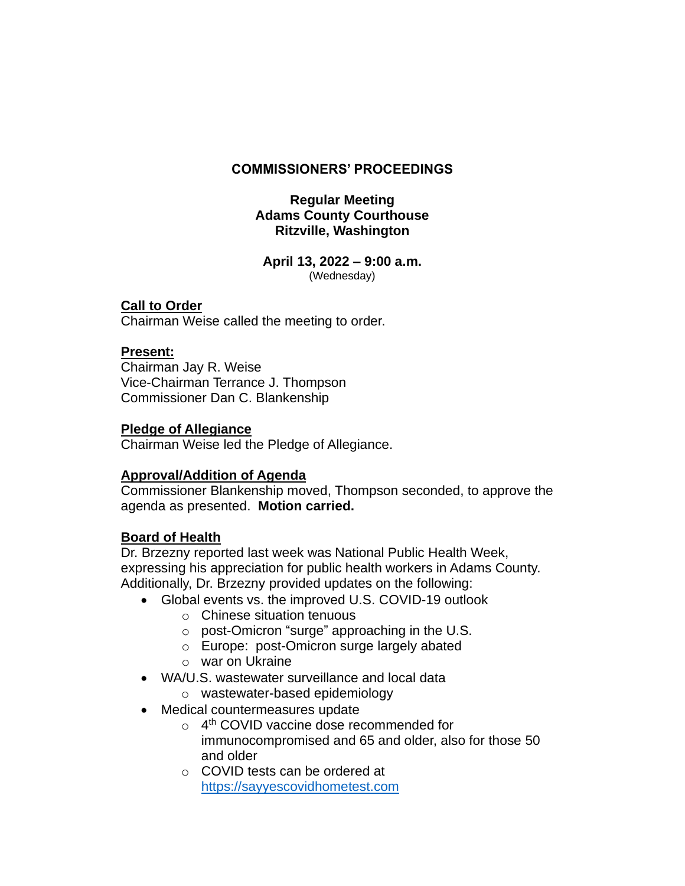# COMMISSIONERS' PROCEEDINGS

**Regular Meeting**
**Adams County Courthouse**
**Ritzville, Washington**

**April 13, 2022 – 9:00 a.m.**
(Wednesday)

**Call to Order**
Chairman Weise called the meeting to order.

**Present:**
Chairman Jay R. Weise
Vice-Chairman Terrance J. Thompson
Commissioner Dan C. Blankenship

**Pledge of Allegiance**
Chairman Weise led the Pledge of Allegiance.

**Approval/Addition of Agenda**
Commissioner Blankenship moved, Thompson seconded, to approve the agenda as presented. **Motion carried.**

**Board of Health**
Dr. Brzezny reported last week was National Public Health Week, expressing his appreciation for public health workers in Adams County. Additionally, Dr. Brzezny provided updates on the following:

- Global events vs. the improved U.S. COVID-19 outlook
  - Chinese situation tenuous
  - post-Omicron "surge" approaching in the U.S.
  - Europe: post-Omicron surge largely abated
  - war on Ukraine
- WA/U.S. wastewater surveillance and local data
  - wastewater-based epidemiology
- Medical countermeasures update
  - 4th COVID vaccine dose recommended for immunocompromised and 65 and older, also for those 50 and older
  - COVID tests can be ordered at https://sayyescovidhometest.com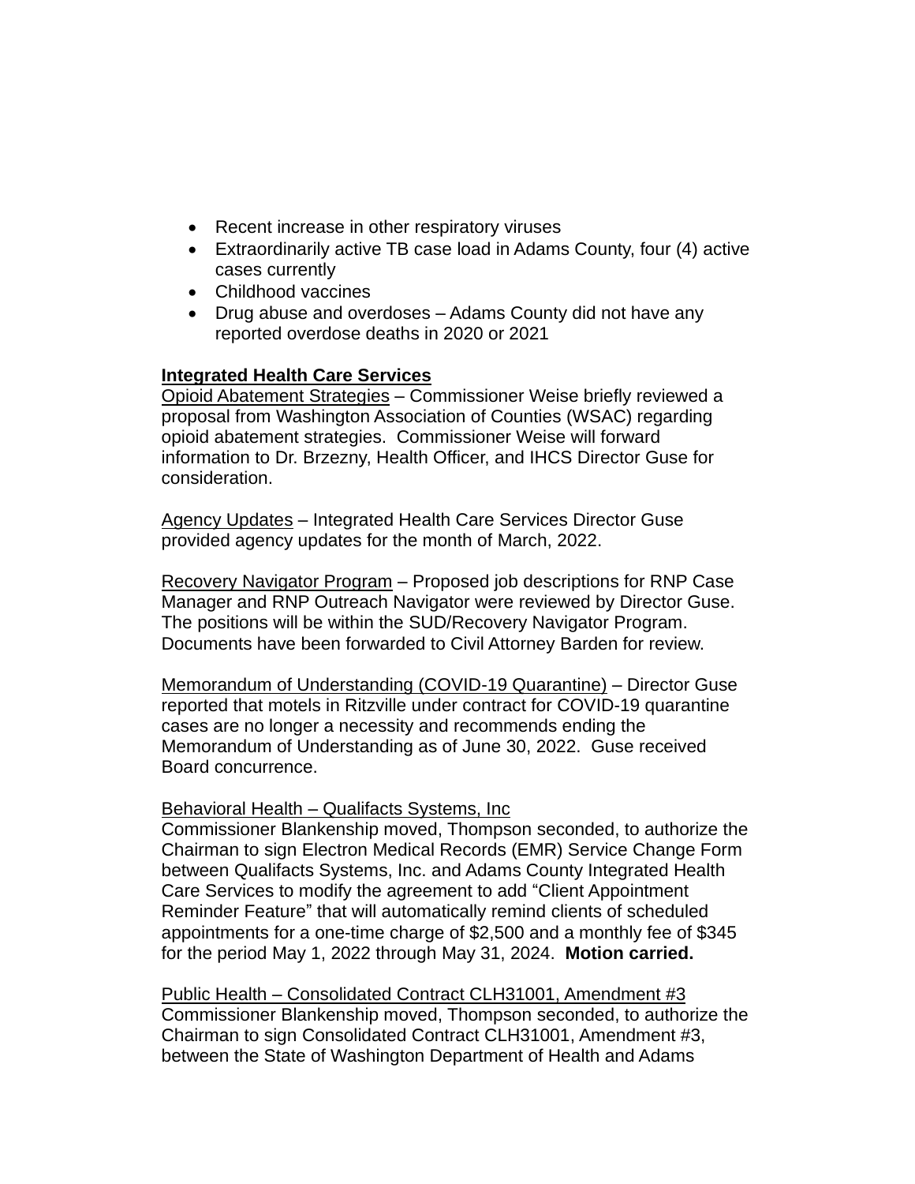- Recent increase in other respiratory viruses
- Extraordinarily active TB case load in Adams County, four (4) active cases currently
- Childhood vaccines
- Drug abuse and overdoses – Adams County did not have any reported overdose deaths in 2020 or 2021

**Integrated Health Care Services**

Opioid Abatement Strategies – Commissioner Weise briefly reviewed a proposal from Washington Association of Counties (WSAC) regarding opioid abatement strategies. Commissioner Weise will forward information to Dr. Brzezny, Health Officer, and IHCS Director Guse for consideration.

Agency Updates – Integrated Health Care Services Director Guse provided agency updates for the month of March, 2022.

Recovery Navigator Program – Proposed job descriptions for RNP Case Manager and RNP Outreach Navigator were reviewed by Director Guse. The positions will be within the SUD/Recovery Navigator Program. Documents have been forwarded to Civil Attorney Barden for review.

Memorandum of Understanding (COVID-19 Quarantine) – Director Guse reported that motels in Ritzville under contract for COVID-19 quarantine cases are no longer a necessity and recommends ending the Memorandum of Understanding as of June 30, 2022. Guse received Board concurrence.

Behavioral Health – Qualifacts Systems, Inc

Commissioner Blankenship moved, Thompson seconded, to authorize the Chairman to sign Electron Medical Records (EMR) Service Change Form between Qualifacts Systems, Inc. and Adams County Integrated Health Care Services to modify the agreement to add "Client Appointment Reminder Feature" that will automatically remind clients of scheduled appointments for a one-time charge of $2,500 and a monthly fee of $345 for the period May 1, 2022 through May 31, 2024. **Motion carried.**

Public Health – Consolidated Contract CLH31001, Amendment #3

Commissioner Blankenship moved, Thompson seconded, to authorize the Chairman to sign Consolidated Contract CLH31001, Amendment #3, between the State of Washington Department of Health and Adams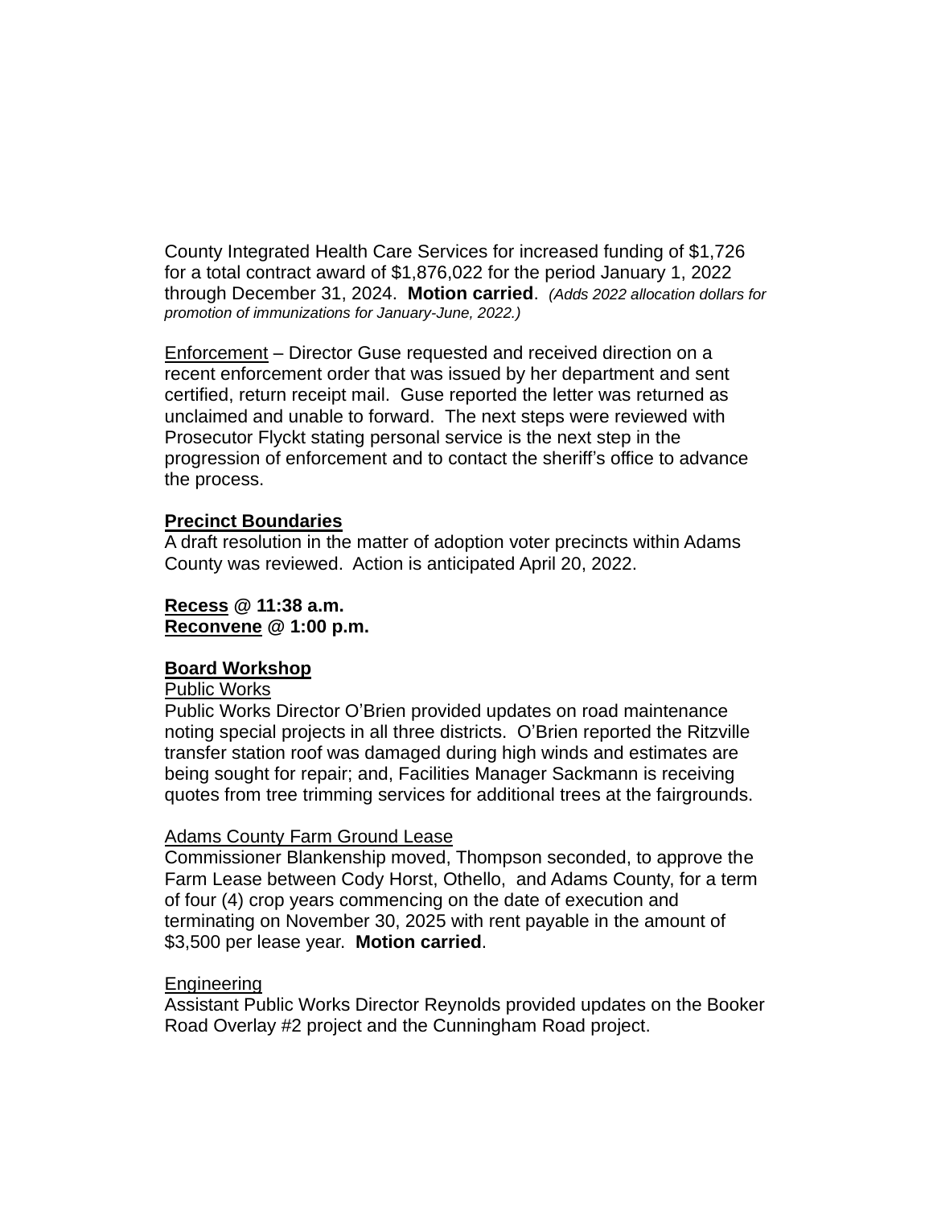County Integrated Health Care Services for increased funding of $1,726 for a total contract award of $1,876,022 for the period January 1, 2022 through December 31, 2024. **Motion carried**. *(Adds 2022 allocation dollars for promotion of immunizations for January-June, 2022.)*

Enforcement – Director Guse requested and received direction on a recent enforcement order that was issued by her department and sent certified, return receipt mail. Guse reported the letter was returned as unclaimed and unable to forward. The next steps were reviewed with Prosecutor Flyckt stating personal service is the next step in the progression of enforcement and to contact the sheriff's office to advance the process.

**Precinct Boundaries**
A draft resolution in the matter of adoption voter precincts within Adams County was reviewed. Action is anticipated April 20, 2022.

**Recess @ 11:38 a.m.**
**Reconvene @ 1:00 p.m.**

**Board Workshop**
Public Works
Public Works Director O'Brien provided updates on road maintenance noting special projects in all three districts. O'Brien reported the Ritzville transfer station roof was damaged during high winds and estimates are being sought for repair; and, Facilities Manager Sackmann is receiving quotes from tree trimming services for additional trees at the fairgrounds.

Adams County Farm Ground Lease
Commissioner Blankenship moved, Thompson seconded, to approve the Farm Lease between Cody Horst, Othello, and Adams County, for a term of four (4) crop years commencing on the date of execution and terminating on November 30, 2025 with rent payable in the amount of $3,500 per lease year. **Motion carried**.

Engineering
Assistant Public Works Director Reynolds provided updates on the Booker Road Overlay #2 project and the Cunningham Road project.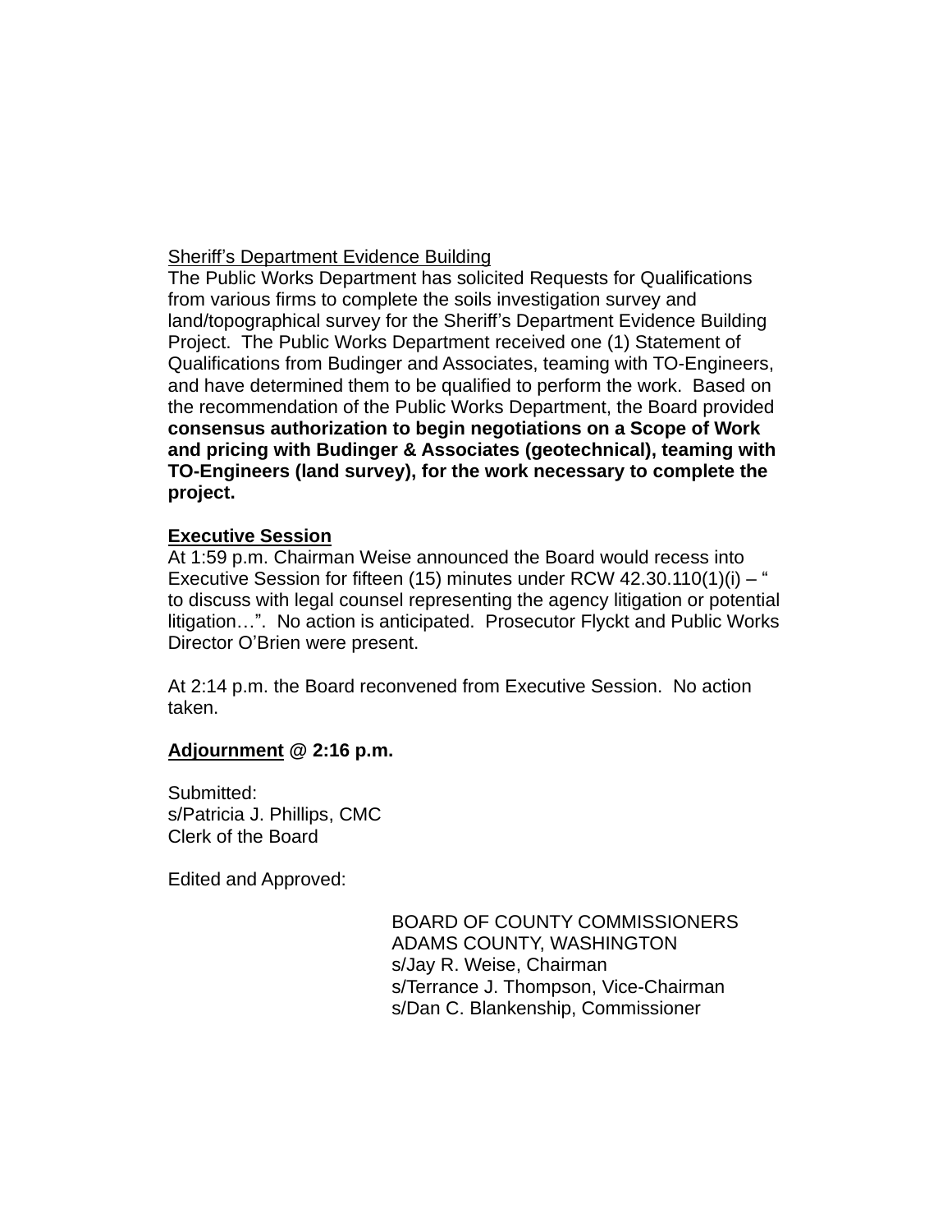Sheriff's Department Evidence Building

The Public Works Department has solicited Requests for Qualifications from various firms to complete the soils investigation survey and land/topographical survey for the Sheriff's Department Evidence Building Project. The Public Works Department received one (1) Statement of Qualifications from Budinger and Associates, teaming with TO-Engineers, and have determined them to be qualified to perform the work. Based on the recommendation of the Public Works Department, the Board provided **consensus authorization to begin negotiations on a Scope of Work and pricing with Budinger & Associates (geotechnical), teaming with TO-Engineers (land survey), for the work necessary to complete the project.**

**Executive Session**

At 1:59 p.m. Chairman Weise announced the Board would recess into Executive Session for fifteen (15) minutes under RCW 42.30.110(1)(i) – " to discuss with legal counsel representing the agency litigation or potential litigation…". No action is anticipated. Prosecutor Flyckt and Public Works Director O'Brien were present.

At 2:14 p.m. the Board reconvened from Executive Session. No action taken.

**Adjournment @ 2:16 p.m.**

Submitted:
s/Patricia J. Phillips, CMC
Clerk of the Board

Edited and Approved:

BOARD OF COUNTY COMMISSIONERS
ADAMS COUNTY, WASHINGTON
s/Jay R. Weise, Chairman
s/Terrance J. Thompson, Vice-Chairman
s/Dan C. Blankenship, Commissioner